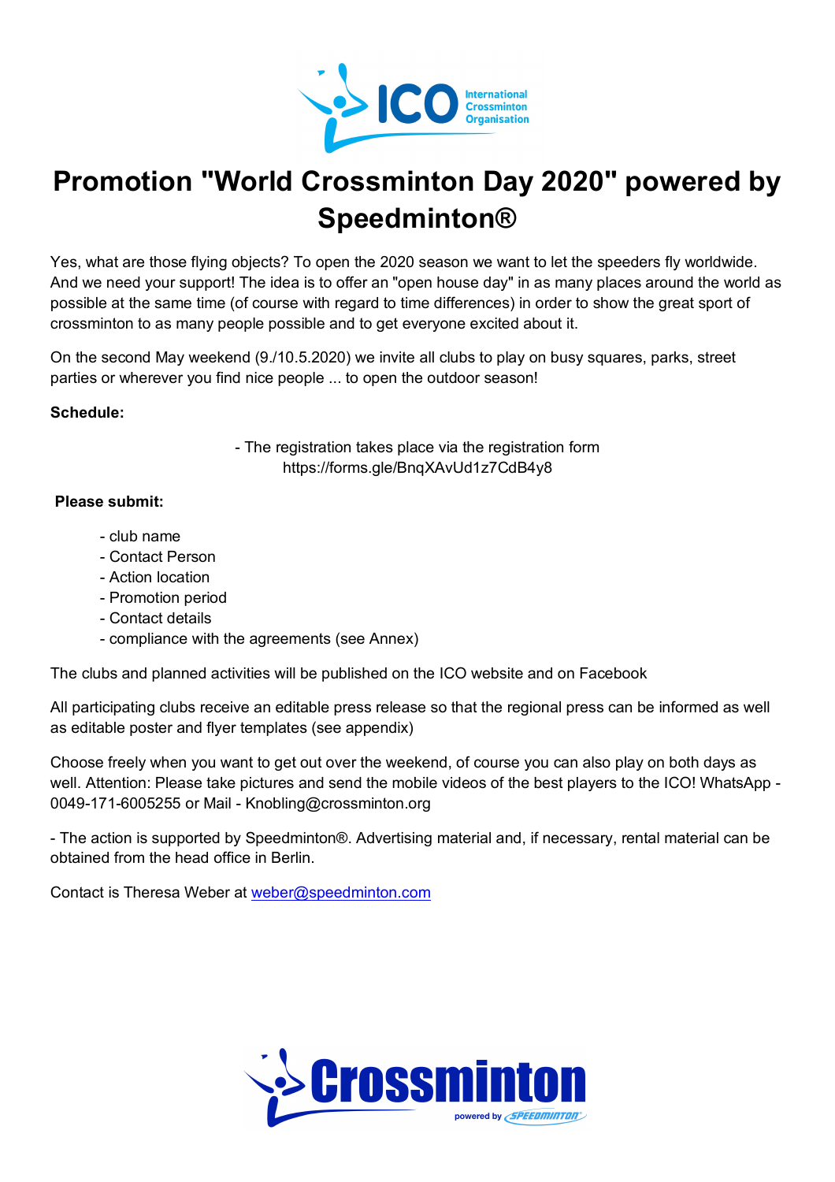# Promotion "World Crossminton Day 2020" powered by Speedminton®

Yes, what are those flying objects? To open the 2020 season we want to let the speeders fly worldwide. And we need your support! The idea is to offer an "open house day" in as many places around the world as possible at the same time (of course with regard to time differences) in order to show the great sport of crossminton to as many people possible and to get everyone excited about it.

On the second May weekend (9./10.5.2020) we invite all clubs to play on busy squares, parks, street parties or wherever you find nice people ... to open the outdoor season!

**Schedule:**

- The registration takes place via the registration form https://forms.gle/BnqXAvUd1z7CdB4y8

**Please submit:**

- club name
- Contact Person
- Action location
- Promotion period
- Contact details
- compliance with the agreements (see Annex)

The clubs and planned activities will be published on the ICO website and on Facebook

All participating clubs receive an editable press release so that the regional press can be informed as well as editable poster and flyer templates (see appendix)

Choose freely when you want to get out over the weekend, of course you can also play on both days as well. Attention: Please take pictures and send the mobile videos of the best players to the ICO! WhatsApp - 0049-171-6005255 or Mail - Knobling@crossminton.org

- The action is supported by Speedminton®. Advertising material and, if necessary, rental material can be obtained from the head office in Berlin.

Contact is Theresa Weber at weber@speedminton.com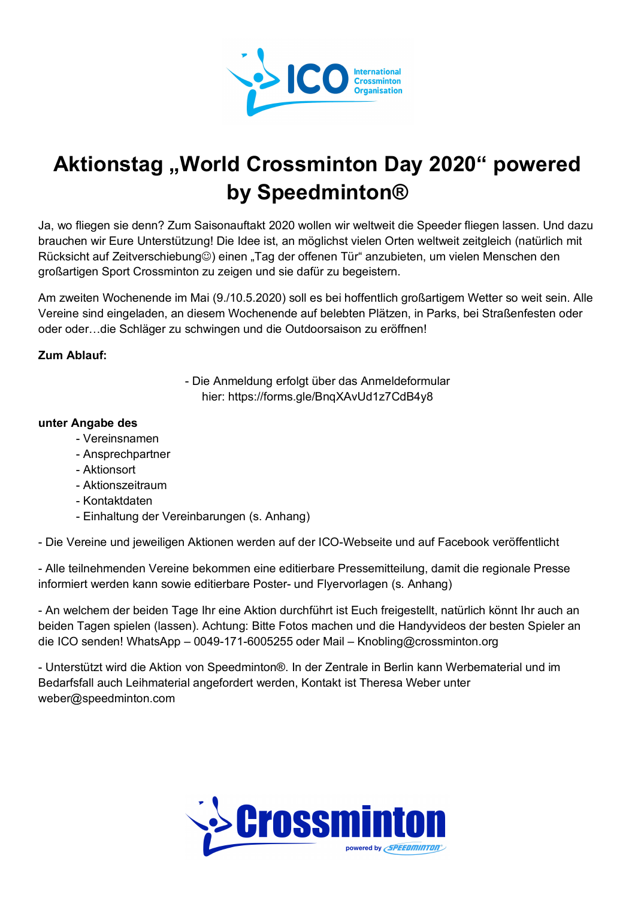# Aktionstag „World Crossminton Day 2020" powered by Speedminton®

Ja, wo fliegen sie denn? Zum Saisonauftakt 2020 wollen wir weltweit die Speeder fliegen lassen. Und dazu brauchen wir Eure Unterstützung! Die Idee ist, an möglichst vielen Orten weltweit zeitgleich (natürlich mit Rücksicht auf Zeitverschiebung☺) einen „Tag der offenen Tür" anzubieten, um vielen Menschen den großartigen Sport Crossminton zu zeigen und sie dafür zu begeistern.

Am zweiten Wochenende im Mai (9./10.5.2020) soll es bei hoffentlich großartigem Wetter so weit sein. Alle Vereine sind eingeladen, an diesem Wochenende auf belebten Plätzen, in Parks, bei Straßenfesten oder oder oder…die Schläger zu schwingen und die Outdoorsaison zu eröffnen!

**Zum Ablauf:**

- Die Anmeldung erfolgt über das Anmeldeformular hier: https://forms.gle/BnqXAvUd1z7CdB4y8

**unter Angabe des**

- Vereinsnamen
- Ansprechpartner
- Aktionsort
- Aktionszeitraum
- Kontaktdaten
- Einhaltung der Vereinbarungen (s. Anhang)

- Die Vereine und jeweiligen Aktionen werden auf der ICO-Webseite und auf Facebook veröffentlicht

- Alle teilnehmenden Vereine bekommen eine editierbare Pressemitteilung, damit die regionale Presse informiert werden kann sowie editierbare Poster- und Flyervorlagen (s. Anhang)

- An welchem der beiden Tage Ihr eine Aktion durchführt ist Euch freigestellt, natürlich könnt Ihr auch an beiden Tagen spielen (lassen). Achtung: Bitte Fotos machen und die Handyvideos der besten Spieler an die ICO senden! WhatsApp – 0049-171-6005255 oder Mail – Knobling@crossminton.org

- Unterstützt wird die Aktion von Speedminton®. In der Zentrale in Berlin kann Werbematerial und im Bedarfsfall auch Leihmaterial angefordert werden, Kontakt ist Theresa Weber unter weber@speedminton.com